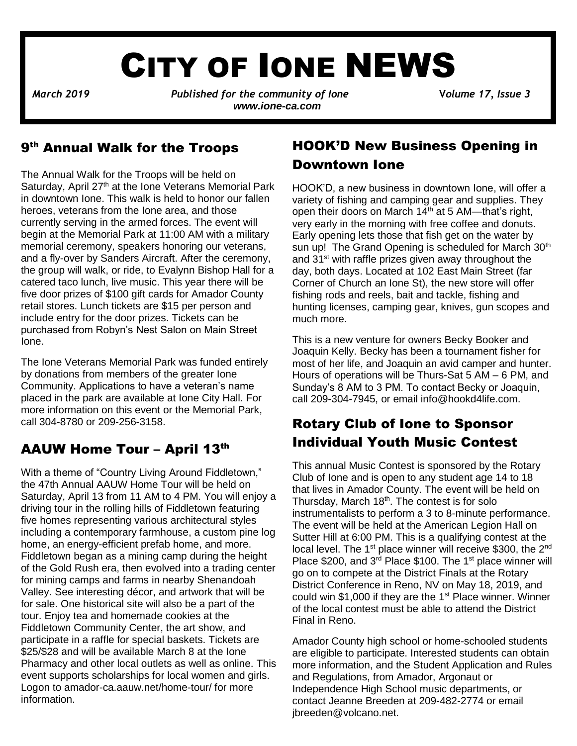# CITY OF IONE NEWS

*March 2019* *Published for the community of Ione* *Volume 17, Issue 3*
*www.ione-ca.com*

## 9th Annual Walk for the Troops

The Annual Walk for the Troops will be held on Saturday, April 27th at the Ione Veterans Memorial Park in downtown Ione. This walk is held to honor our fallen heroes, veterans from the Ione area, and those currently serving in the armed forces. The event will begin at the Memorial Park at 11:00 AM with a military memorial ceremony, speakers honoring our veterans, and a fly-over by Sanders Aircraft. After the ceremony, the group will walk, or ride, to Evalynn Bishop Hall for a catered taco lunch, live music. This year there will be five door prizes of $100 gift cards for Amador County retail stores. Lunch tickets are $15 per person and include entry for the door prizes. Tickets can be purchased from Robyn's Nest Salon on Main Street Ione.

The Ione Veterans Memorial Park was funded entirely by donations from members of the greater Ione Community. Applications to have a veteran's name placed in the park are available at Ione City Hall. For more information on this event or the Memorial Park, call 304-8780 or 209-256-3158.

## AAUW Home Tour – April 13th

With a theme of "Country Living Around Fiddletown," the 47th Annual AAUW Home Tour will be held on Saturday, April 13 from 11 AM to 4 PM. You will enjoy a driving tour in the rolling hills of Fiddletown featuring five homes representing various architectural styles including a contemporary farmhouse, a custom pine log home, an energy-efficient prefab home, and more. Fiddletown began as a mining camp during the height of the Gold Rush era, then evolved into a trading center for mining camps and farms in nearby Shenandoah Valley. See interesting décor, and artwork that will be for sale. One historical site will also be a part of the tour. Enjoy tea and homemade cookies at the Fiddletown Community Center, the art show, and participate in a raffle for special baskets. Tickets are $25/$28 and will be available March 8 at the Ione Pharmacy and other local outlets as well as online. This event supports scholarships for local women and girls. Logon to amador-ca.aauw.net/home-tour/ for more information.

## HOOK'D New Business Opening in Downtown Ione

HOOK'D, a new business in downtown Ione, will offer a variety of fishing and camping gear and supplies. They open their doors on March 14th at 5 AM—that's right, very early in the morning with free coffee and donuts. Early opening lets those that fish get on the water by sun up! The Grand Opening is scheduled for March 30th and 31st with raffle prizes given away throughout the day, both days. Located at 102 East Main Street (far Corner of Church an Ione St), the new store will offer fishing rods and reels, bait and tackle, fishing and hunting licenses, camping gear, knives, gun scopes and much more.

This is a new venture for owners Becky Booker and Joaquin Kelly. Becky has been a tournament fisher for most of her life, and Joaquin an avid camper and hunter. Hours of operations will be Thurs-Sat 5 AM – 6 PM, and Sunday's 8 AM to 3 PM. To contact Becky or Joaquin, call 209-304-7945, or email info@hookd4life.com.

## Rotary Club of Ione to Sponsor Individual Youth Music Contest

This annual Music Contest is sponsored by the Rotary Club of Ione and is open to any student age 14 to 18 that lives in Amador County. The event will be held on Thursday, March 18th. The contest is for solo instrumentalists to perform a 3 to 8-minute performance. The event will be held at the American Legion Hall on Sutter Hill at 6:00 PM. This is a qualifying contest at the local level. The 1st place winner will receive $300, the 2nd Place $200, and 3rd Place $100. The 1st place winner will go on to compete at the District Finals at the Rotary District Conference in Reno, NV on May 18, 2019, and could win $1,000 if they are the 1st Place winner. Winner of the local contest must be able to attend the District Final in Reno.

Amador County high school or home-schooled students are eligible to participate. Interested students can obtain more information, and the Student Application and Rules and Regulations, from Amador, Argonaut or Independence High School music departments, or contact Jeanne Breeden at 209-482-2774 or email jbreeden@volcano.net.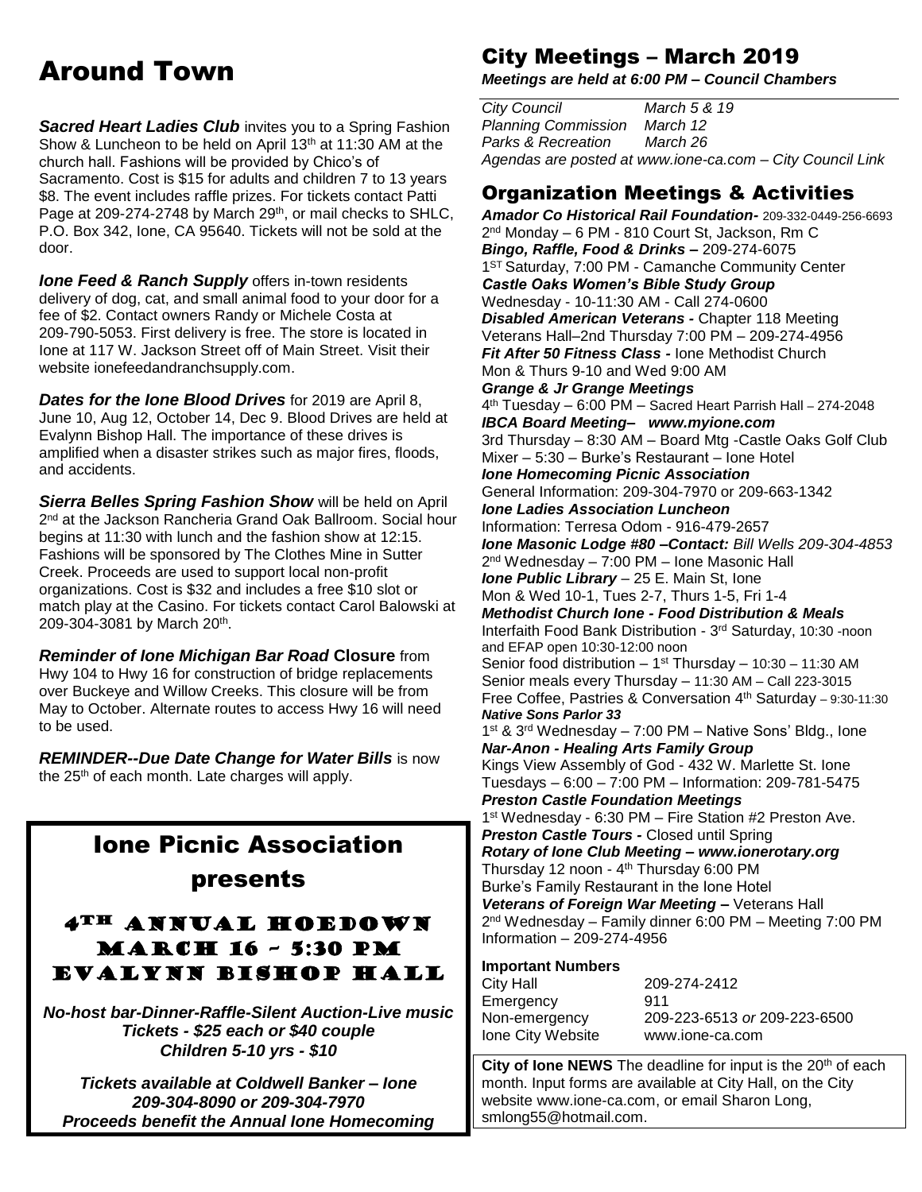# Around Town

***Sacred Heart Ladies Club*** invites you to a Spring Fashion Show & Luncheon to be held on April 13th at 11:30 AM at the church hall. Fashions will be provided by Chico's of Sacramento. Cost is $15 for adults and children 7 to 13 years $8. The event includes raffle prizes. For tickets contact Patti Page at 209-274-2748 by March 29th, or mail checks to SHLC, P.O. Box 342, Ione, CA 95640. Tickets will not be sold at the door.

***Ione Feed & Ranch Supply*** offers in-town residents delivery of dog, cat, and small animal food to your door for a fee of $2. Contact owners Randy or Michele Costa at 209-790-5053. First delivery is free. The store is located in Ione at 117 W. Jackson Street off of Main Street. Visit their website ionefeedandranchsupply.com.

***Dates for the Ione Blood Drives*** for 2019 are April 8, June 10, Aug 12, October 14, Dec 9. Blood Drives are held at Evalynn Bishop Hall. The importance of these drives is amplified when a disaster strikes such as major fires, floods, and accidents.

***Sierra Belles Spring Fashion Show*** will be held on April 2nd at the Jackson Rancheria Grand Oak Ballroom. Social hour begins at 11:30 with lunch and the fashion show at 12:15. Fashions will be sponsored by The Clothes Mine in Sutter Creek. Proceeds are used to support local non-profit organizations. Cost is $32 and includes a free $10 slot or match play at the Casino. For tickets contact Carol Balowski at 209-304-3081 by March 20th.

***Reminder of Ione Michigan Bar Road* Closure** from Hwy 104 to Hwy 16 for construction of bridge replacements over Buckeye and Willow Creeks. This closure will be from May to October. Alternate routes to access Hwy 16 will need to be used.

***REMINDER--Due Date Change for Water Bills*** is now the 25th of each month. Late charges will apply.

## Ione Picnic Association presents

### 4TH ANNUAL HOEDOWN
### MARCH 16 - 5:30 PM
### EVALYNN BISHOP HALL

***No-host bar-Dinner-Raffle-Silent Auction-Live music***
***Tickets - $25 each or $40 couple***
***Children 5-10 yrs - $10***

***Tickets available at Coldwell Banker – Ione***
***209-304-8090 or 209-304-7970***
***Proceeds benefit the Annual Ione Homecoming***

# City Meetings – March 2019

***Meetings are held at 6:00 PM – Council Chambers***

*City Council* — *March 5 & 19*
*Planning Commission* — *March 12*
*Parks & Recreation* — *March 26*
*Agendas are posted at www.ione-ca.com – City Council Link*

## Organization Meetings & Activities

***Amador Co Historical Rail Foundation-*** 209-332-0449-256-6693
2nd Monday – 6 PM - 810 Court St, Jackson, Rm C

***Bingo, Raffle, Food & Drinks –*** 209-274-6075
1ST Saturday, 7:00 PM - Camanche Community Center

***Castle Oaks Women's Bible Study Group***
Wednesday - 10-11:30 AM - Call 274-0600

***Disabled American Veterans -*** Chapter 118 Meeting
Veterans Hall–2nd Thursday 7:00 PM – 209-274-4956

***Fit After 50 Fitness Class -*** Ione Methodist Church
Mon & Thurs 9-10 and Wed 9:00 AM

***Grange & Jr Grange Meetings***
4th Tuesday – 6:00 PM – Sacred Heart Parrish Hall – 274-2048

***IBCA Board Meeting– www.myione.com***
3rd Thursday – 8:30 AM – Board Mtg -Castle Oaks Golf Club
Mixer – 5:30 – Burke's Restaurant – Ione Hotel

***Ione Homecoming Picnic Association***
General Information: 209-304-7970 or 209-663-1342

***Ione Ladies Association Luncheon***
Information: Terresa Odom - 916-479-2657

***Ione Masonic Lodge #80 –Contact:** Bill Wells 209-304-4853*
2nd Wednesday – 7:00 PM – Ione Masonic Hall

***Ione Public Library*** – 25 E. Main St, Ione
Mon & Wed 10-1, Tues 2-7, Thurs 1-5, Fri 1-4

***Methodist Church Ione - Food Distribution & Meals***
Interfaith Food Bank Distribution - 3rd Saturday, 10:30 -noon and EFAP open 10:30-12:00 noon
Senior food distribution – 1st Thursday – 10:30 – 11:30 AM
Senior meals every Thursday – 11:30 AM – Call 223-3015
Free Coffee, Pastries & Conversation 4th Saturday – 9:30-11:30

***Native Sons Parlor 33***
1st & 3rd Wednesday – 7:00 PM – Native Sons' Bldg., Ione

***Nar-Anon - Healing Arts Family Group***
Kings View Assembly of God - 432 W. Marlette St. Ione
Tuesdays – 6:00 – 7:00 PM – Information: 209-781-5475

***Preston Castle Foundation Meetings***
1st Wednesday - 6:30 PM – Fire Station #2 Preston Ave.

***Preston Castle Tours -*** Closed until Spring

***Rotary of Ione Club Meeting – www.ionerotary.org***
Thursday 12 noon - 4th Thursday 6:00 PM
Burke's Family Restaurant in the Ione Hotel

***Veterans of Foreign War Meeting –*** Veterans Hall
2nd Wednesday – Family dinner 6:00 PM – Meeting 7:00 PM
Information – 209-274-4956

**Important Numbers**

| | |
|---|---|
| City Hall | 209-274-2412 |
| Emergency | 911 |
| Non-emergency | 209-223-6513 *or* 209-223-6500 |
| Ione City Website | www.ione-ca.com |

**City of Ione NEWS** The deadline for input is the 20th of each month. Input forms are available at City Hall, on the City website www.ione-ca.com, or email Sharon Long, smlong55@hotmail.com.